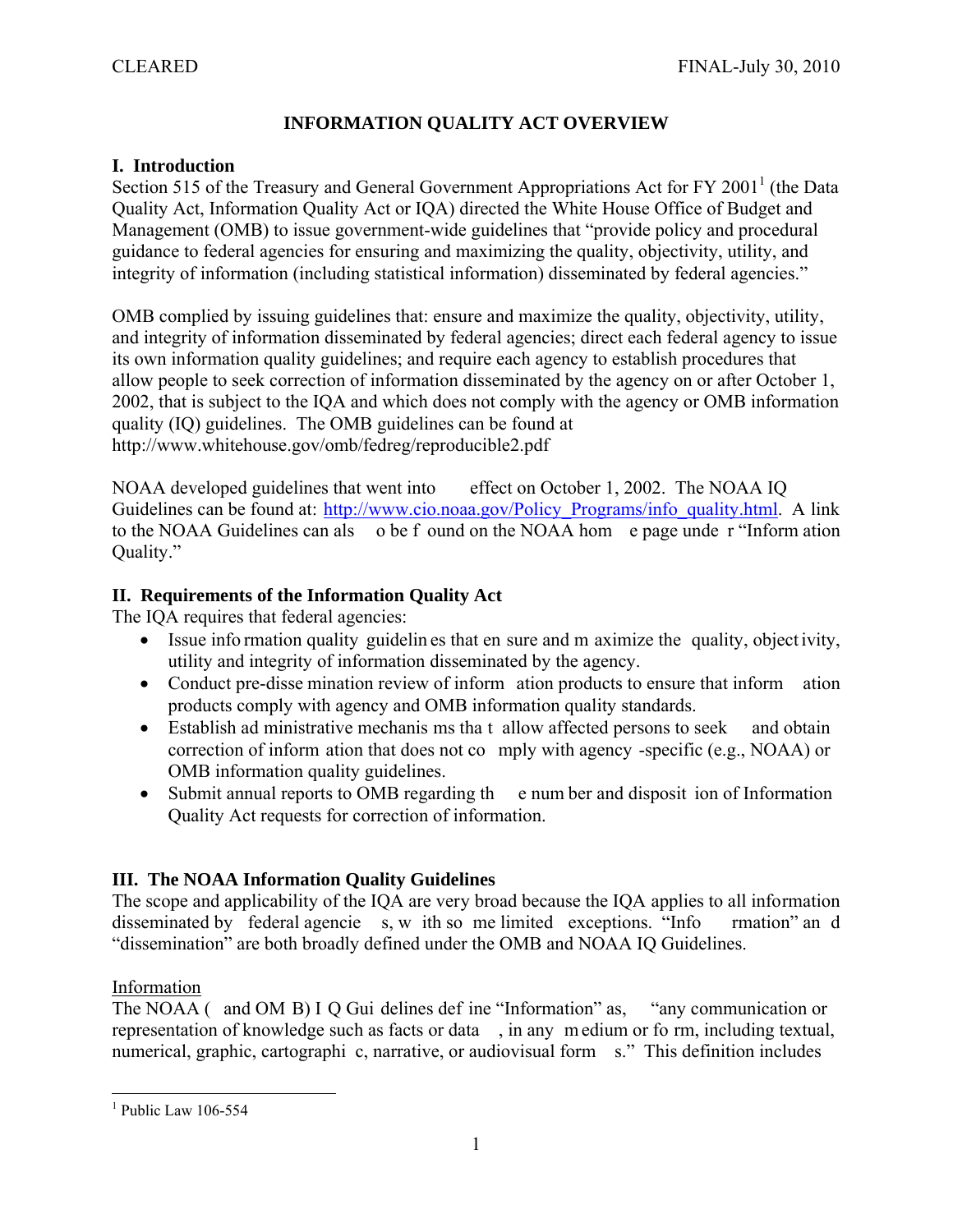CLEARED FINAL-July 30, 2010

# INFORMATION QUALITY ACT OVERVIEW

## I. Introduction

Section 515 of the Treasury and General Government Appropriations Act for FY 2001[1] (the Data Quality Act, Information Quality Act or IQA) directed the White House Office of Budget and Management (OMB) to issue government-wide guidelines that "provide policy and procedural guidance to federal agencies for ensuring and maximizing the quality, objectivity, utility, and integrity of information (including statistical information) disseminated by federal agencies."

OMB complied by issuing guidelines that: ensure and maximize the quality, objectivity, utility, and integrity of information disseminated by federal agencies; direct each federal agency to issue its own information quality guidelines; and require each agency to establish procedures that allow people to seek correction of information disseminated by the agency on or after October 1, 2002, that is subject to the IQA and which does not comply with the agency or OMB information quality (IQ) guidelines. The OMB guidelines can be found at http://www.whitehouse.gov/omb/fedreg/reproducible2.pdf

NOAA developed guidelines that went into effect on October 1, 2002. The NOAA IQ Guidelines can be found at: http://www.cio.noaa.gov/Policy_Programs/info_quality.html. A link to the NOAA Guidelines can also be found on the NOAA home page under "Information Quality."

## II. Requirements of the Information Quality Act

The IQA requires that federal agencies:

- Issue information quality guidelines that ensure and maximize the quality, objectivity, utility and integrity of information disseminated by the agency.
- Conduct pre-dissemination review of information products to ensure that information products comply with agency and OMB information quality standards.
- Establish administrative mechanisms that allow affected persons to seek and obtain correction of information that does not comply with agency-specific (e.g., NOAA) or OMB information quality guidelines.
- Submit annual reports to OMB regarding the number and disposition of Information Quality Act requests for correction of information.

## III. The NOAA Information Quality Guidelines

The scope and applicability of the IQA are very broad because the IQA applies to all information disseminated by federal agencies, with some limited exceptions. "Information" and "dissemination" are both broadly defined under the OMB and NOAA IQ Guidelines.

Information

The NOAA (and OMB) IQ Guidelines define "Information" as, "any communication or representation of knowledge such as facts or data, in any medium or form, including textual, numerical, graphic, cartographic, narrative, or audiovisual forms." This definition includes

[1] Public Law 106-554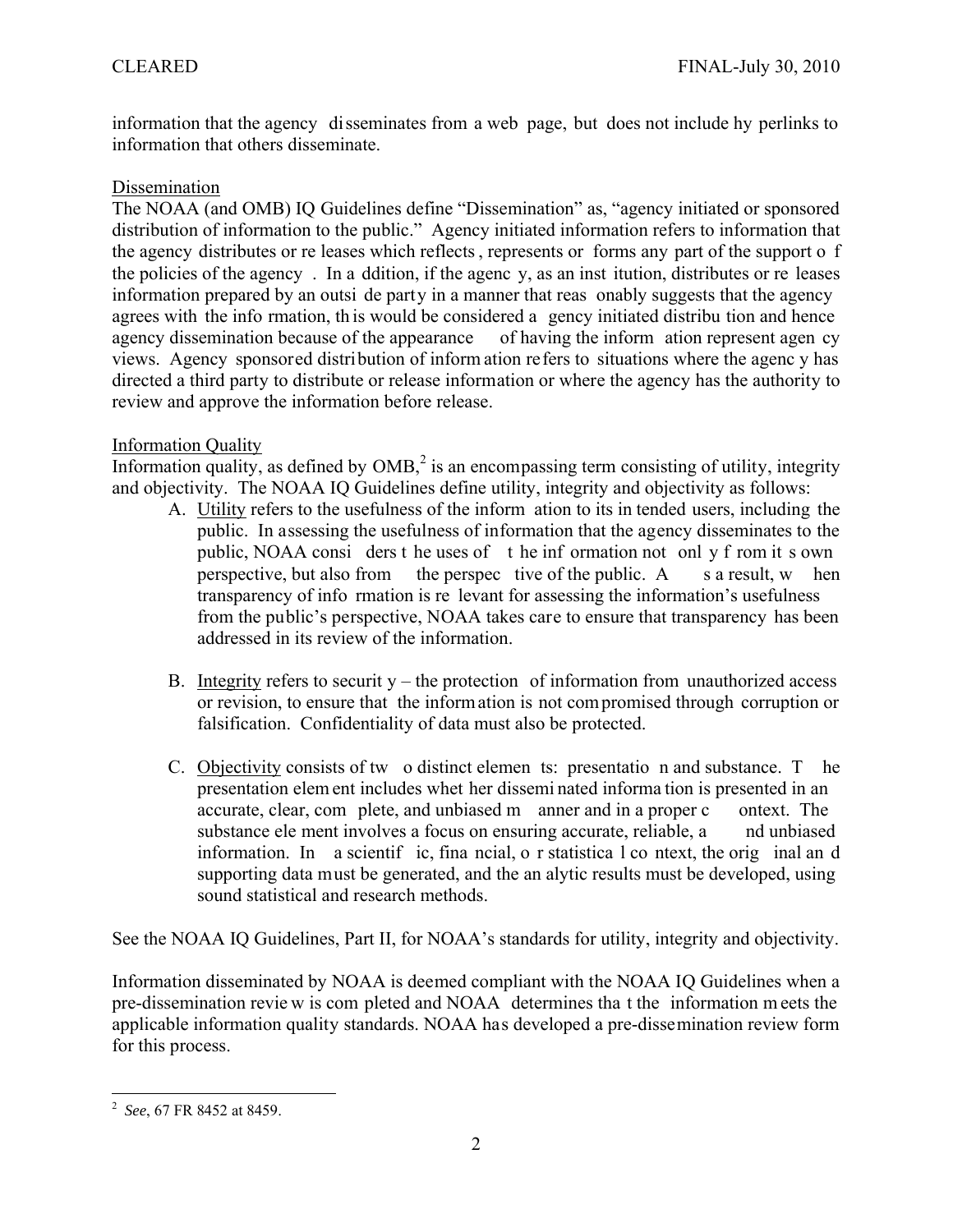information that the agency disseminates from a web page, but does not include hyperlinks to information that others disseminate.

Dissemination

The NOAA (and OMB) IQ Guidelines define "Dissemination" as, "agency initiated or sponsored distribution of information to the public." Agency initiated information refers to information that the agency distributes or releases which reflects, represents or forms any part of the support of the policies of the agency. In addition, if the agency, as an institution, distributes or releases information prepared by an outside party in a manner that reasonably suggests that the agency agrees with the information, this would be considered agency initiated distribution and hence agency dissemination because of the appearance of having the information represent agency views. Agency sponsored distribution of information refers to situations where the agency has directed a third party to distribute or release information or where the agency has the authority to review and approve the information before release.

Information Quality

Information quality, as defined by OMB,[2] is an encompassing term consisting of utility, integrity and objectivity. The NOAA IQ Guidelines define utility, integrity and objectivity as follows:

A. Utility refers to the usefulness of the information to its intended users, including the public. In assessing the usefulness of information that the agency disseminates to the public, NOAA considers the uses of the information not only from its own perspective, but also from the perspective of the public. As a result, when transparency of information is relevant for assessing the information's usefulness from the public's perspective, NOAA takes care to ensure that transparency has been addressed in its review of the information.

B. Integrity refers to security – the protection of information from unauthorized access or revision, to ensure that the information is not compromised through corruption or falsification. Confidentiality of data must also be protected.

C. Objectivity consists of two distinct elements: presentation and substance. The presentation element includes whether disseminated information is presented in an accurate, clear, complete, and unbiased manner and in a proper context. The substance element involves a focus on ensuring accurate, reliable, and unbiased information. In a scientific, financial, or statistical context, the original and supporting data must be generated, and the analytic results must be developed, using sound statistical and research methods.

See the NOAA IQ Guidelines, Part II, for NOAA's standards for utility, integrity and objectivity.

Information disseminated by NOAA is deemed compliant with the NOAA IQ Guidelines when a pre-dissemination review is completed and NOAA determines that the information meets the applicable information quality standards. NOAA has developed a pre-dissemination review form for this process.

---

[2] *See*, 67 FR 8452 at 8459.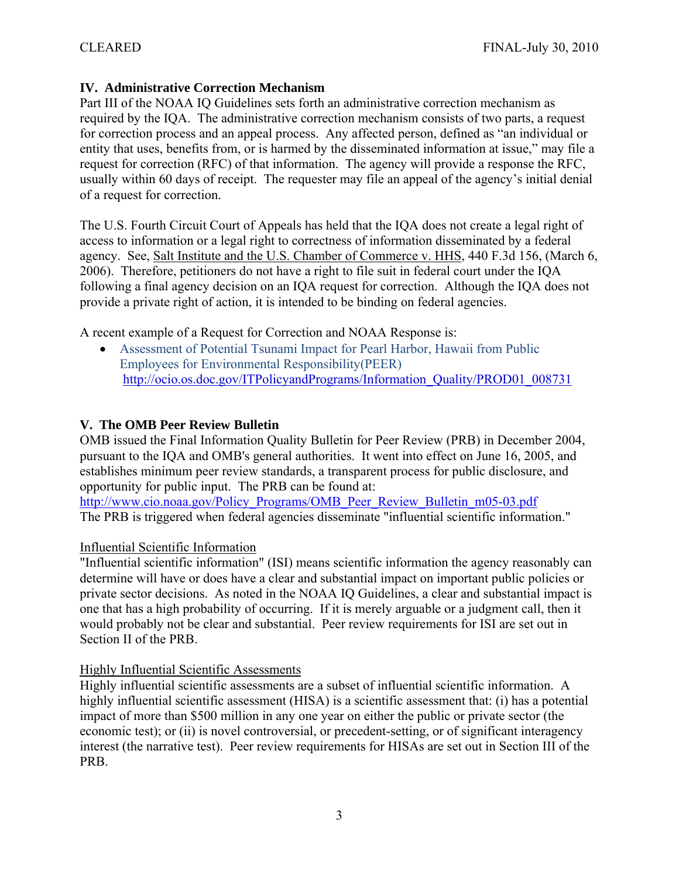## IV. Administrative Correction Mechanism

Part III of the NOAA IQ Guidelines sets forth an administrative correction mechanism as required by the IQA. The administrative correction mechanism consists of two parts, a request for correction process and an appeal process. Any affected person, defined as "an individual or entity that uses, benefits from, or is harmed by the disseminated information at issue," may file a request for correction (RFC) of that information. The agency will provide a response the RFC, usually within 60 days of receipt. The requester may file an appeal of the agency's initial denial of a request for correction.

The U.S. Fourth Circuit Court of Appeals has held that the IQA does not create a legal right of access to information or a legal right to correctness of information disseminated by a federal agency. See, Salt Institute and the U.S. Chamber of Commerce v. HHS, 440 F.3d 156, (March 6, 2006). Therefore, petitioners do not have a right to file suit in federal court under the IQA following a final agency decision on an IQA request for correction. Although the IQA does not provide a private right of action, it is intended to be binding on federal agencies.

A recent example of a Request for Correction and NOAA Response is:

- Assessment of Potential Tsunami Impact for Pearl Harbor, Hawaii from Public Employees for Environmental Responsibility(PEER) http://ocio.os.doc.gov/ITPolicyandPrograms/Information_Quality/PROD01_008731

## V. The OMB Peer Review Bulletin

OMB issued the Final Information Quality Bulletin for Peer Review (PRB) in December 2004, pursuant to the IQA and OMB's general authorities. It went into effect on June 16, 2005, and establishes minimum peer review standards, a transparent process for public disclosure, and opportunity for public input. The PRB can be found at: http://www.cio.noaa.gov/Policy_Programs/OMB_Peer_Review_Bulletin_m05-03.pdf
The PRB is triggered when federal agencies disseminate "influential scientific information."

### Influential Scientific Information

"Influential scientific information" (ISI) means scientific information the agency reasonably can determine will have or does have a clear and substantial impact on important public policies or private sector decisions. As noted in the NOAA IQ Guidelines, a clear and substantial impact is one that has a high probability of occurring. If it is merely arguable or a judgment call, then it would probably not be clear and substantial. Peer review requirements for ISI are set out in Section II of the PRB.

### Highly Influential Scientific Assessments

Highly influential scientific assessments are a subset of influential scientific information. A highly influential scientific assessment (HISA) is a scientific assessment that: (i) has a potential impact of more than $500 million in any one year on either the public or private sector (the economic test); or (ii) is novel controversial, or precedent-setting, or of significant interagency interest (the narrative test). Peer review requirements for HISAs are set out in Section III of the PRB.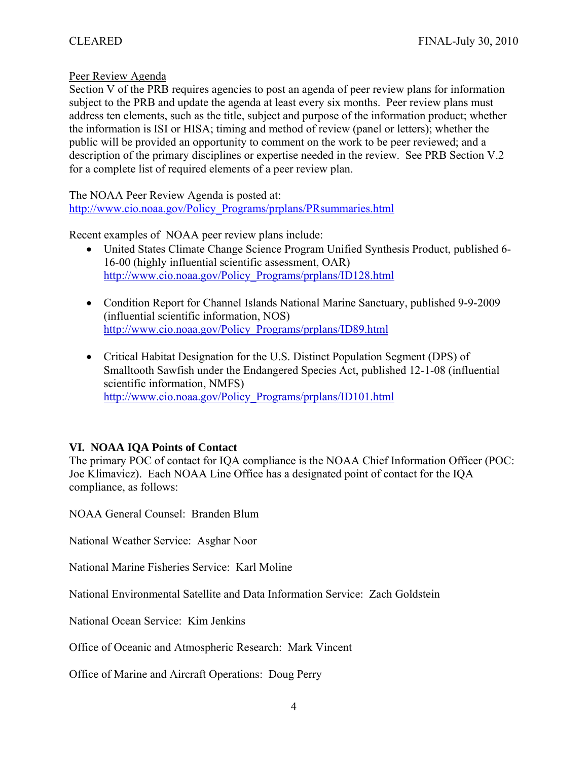Peer Review Agenda

Section V of the PRB requires agencies to post an agenda of peer review plans for information subject to the PRB and update the agenda at least every six months. Peer review plans must address ten elements, such as the title, subject and purpose of the information product; whether the information is ISI or HISA; timing and method of review (panel or letters); whether the public will be provided an opportunity to comment on the work to be peer reviewed; and a description of the primary disciplines or expertise needed in the review. See PRB Section V.2 for a complete list of required elements of a peer review plan.

The NOAA Peer Review Agenda is posted at:
http://www.cio.noaa.gov/Policy_Programs/prplans/PRsummaries.html

Recent examples of NOAA peer review plans include:

- United States Climate Change Science Program Unified Synthesis Product, published 6-16-00 (highly influential scientific assessment, OAR)
  http://www.cio.noaa.gov/Policy_Programs/prplans/ID128.html

- Condition Report for Channel Islands National Marine Sanctuary, published 9-9-2009 (influential scientific information, NOS)
  http://www.cio.noaa.gov/Policy_Programs/prplans/ID89.html

- Critical Habitat Designation for the U.S. Distinct Population Segment (DPS) of Smalltooth Sawfish under the Endangered Species Act, published 12-1-08 (influential scientific information, NMFS)
  http://www.cio.noaa.gov/Policy_Programs/prplans/ID101.html

## VI. NOAA IQA Points of Contact

The primary POC of contact for IQA compliance is the NOAA Chief Information Officer (POC: Joe Klimavicz). Each NOAA Line Office has a designated point of contact for the IQA compliance, as follows:

NOAA General Counsel: Branden Blum

National Weather Service: Asghar Noor

National Marine Fisheries Service: Karl Moline

National Environmental Satellite and Data Information Service: Zach Goldstein

National Ocean Service: Kim Jenkins

Office of Oceanic and Atmospheric Research: Mark Vincent

Office of Marine and Aircraft Operations: Doug Perry